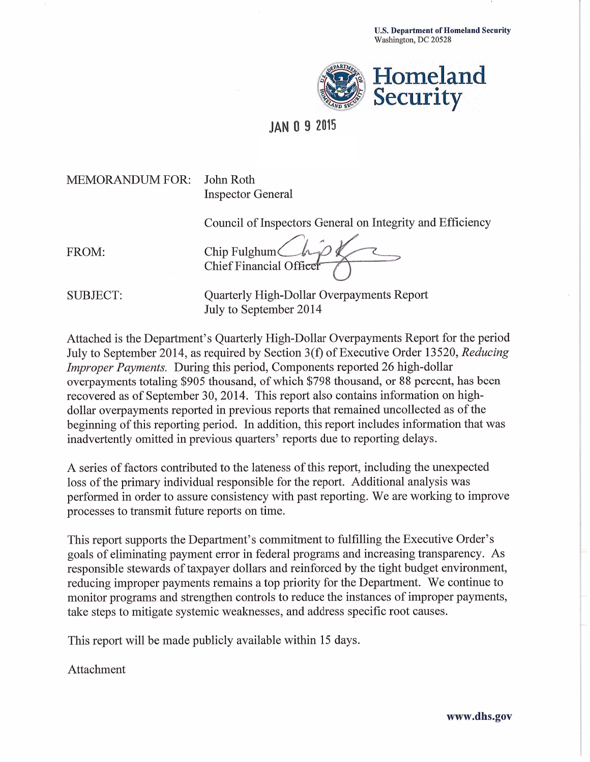**U.S. Department of Homeland Security**
Washington, DC 20528

**Homeland Security**

JAN 0 9 2015

MEMORANDUM FOR: John Roth
Inspector General

Council of Inspectors General on Integrity and Efficiency

FROM: Chip Fulghum
Chief Financial Officer

SUBJECT: Quarterly High-Dollar Overpayments Report
July to September 2014

Attached is the Department's Quarterly High-Dollar Overpayments Report for the period July to September 2014, as required by Section 3(f) of Executive Order 13520, *Reducing Improper Payments.* During this period, Components reported 26 high-dollar overpayments totaling $905 thousand, of which $798 thousand, or 88 percent, has been recovered as of September 30, 2014. This report also contains information on high-dollar overpayments reported in previous reports that remained uncollected as of the beginning of this reporting period. In addition, this report includes information that was inadvertently omitted in previous quarters' reports due to reporting delays.

A series of factors contributed to the lateness of this report, including the unexpected loss of the primary individual responsible for the report. Additional analysis was performed in order to assure consistency with past reporting. We are working to improve processes to transmit future reports on time.

This report supports the Department's commitment to fulfilling the Executive Order's goals of eliminating payment error in federal programs and increasing transparency. As responsible stewards of taxpayer dollars and reinforced by the tight budget environment, reducing improper payments remains a top priority for the Department. We continue to monitor programs and strengthen controls to reduce the instances of improper payments, take steps to mitigate systemic weaknesses, and address specific root causes.

This report will be made publicly available within 15 days.

Attachment

**www.dhs.gov**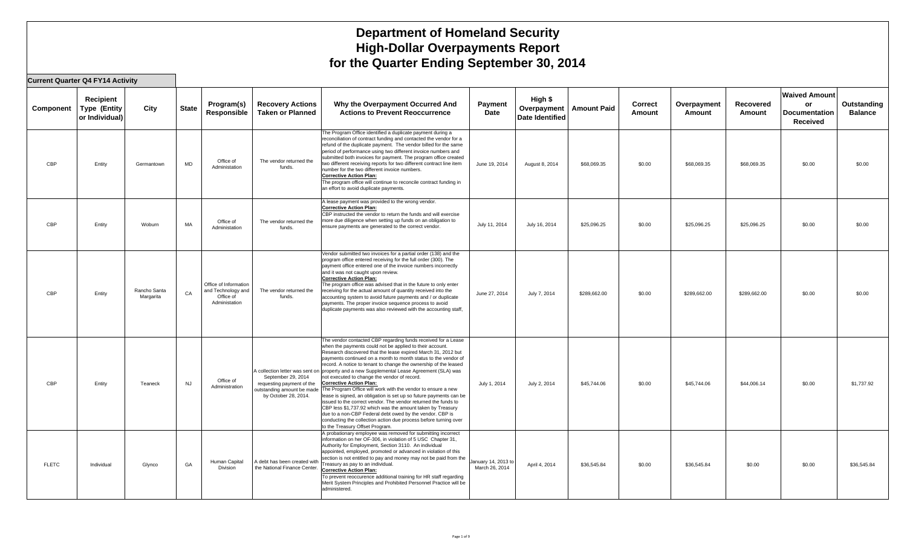# Department of Homeland Security
# High-Dollar Overpayments Report
# for the Quarter Ending September 30, 2014

**Current Quarter Q4 FY14 Activity**

| Component | Recipient Type (Entity or Individual) | City | State | Program(s) Responsible | Recovery Actions Taken or Planned | Why the Overpayment Occurred And Actions to Prevent Reoccurrence | Payment Date | High $ Overpayment Date Identified | Amount Paid | Correct Amount | Overpayment Amount | Recovered Amount | Waived Amount or Documentation Received | Outstanding Balance |
|---|---|---|---|---|---|---|---|---|---|---|---|---|---|---|
| CBP | Entity | Germantown | MD | Office of Administation | The vendor returned the funds. | The Program Office identified a duplicate payment during a reconciliation of contract funding and contacted the vendor for a refund of the duplicate payment. The vendor billed for the same period of performance using two different invoice numbers and submitted both invoices for payment. The program office created two different receiving reports for two different contract line item number for the two different invoice numbers. **Corrective Action Plan:** The program office will continue to reconcile contract funding in an effort to avoid duplicate payments. | June 19, 2014 | August 8, 2014 | $68,069.35 | $0.00 | $68,069.35 | $68,069.35 | $0.00 | $0.00 |
| CBP | Entity | Woburn | MA | Office of Administation | The vendor returned the funds. | A lease payment was provided to the wrong vendor. **Corrective Action Plan:** CBP instructed the vendor to return the funds and will exercise more due diligence when setting up funds on an obligation to ensure payments are generated to the correct vendor. | July 11, 2014 | July 16, 2014 | $25,096.25 | $0.00 | $25,096.25 | $25,096.25 | $0.00 | $0.00 |
| CBP | Entity | Rancho Santa Margarita | CA | Office of Information and Technology and Office of Administation | The vendor returned the funds. | Vendor submitted two invoices for a partial order (138) and the program office entered receiving for the full order (300). The payment office entered one of the invoice numbers incorrectly and it was not caught upon review. **Corrective Action Plan:** The program office was advised that in the future to only enter receiving for the actual amount of quantity received into the accounting system to avoid future payments and / or duplicate payments. The proper invoice sequence process to avoid duplicate payments was also reviewed with the accounting staff, | June 27, 2014 | July 7, 2014 | $289,662.00 | $0.00 | $289,662.00 | $289,662.00 | $0.00 | $0.00 |
| CBP | Entity | Teaneck | NJ | Office of Administration | A collection letter was sent on September 29, 2014 requesting payment of the outstanding amount be made by October 28, 2014. | The vendor contacted CBP regarding funds received for a Lease when the payments could not be applied to their account. Research discovered that the lease expired March 31, 2012 but payments continued on a month to month status to the vendor of record. A notice to tenant to change the ownership of the leased property and a new Supplemental Lease Agreement (SLA) was not executed to change the vendor of record. **Corrective Action Plan:** The Program Office will work with the vendor to ensure a new lease is signed, an obligation is set up so future payments can be issued to the correct vendor. The vendor returned the funds to CBP less $1,737.92 which was the amount taken by Treasury due to a non-CBP Federal debt owed by the vendor. CBP is conducting the collection action due process before turning over to the Treasury Offset Program. | July 1, 2014 | July 2, 2014 | $45,744.06 | $0.00 | $45,744.06 | $44,006.14 | $0.00 | $1,737.92 |
| FLETC | Individual | Glynco | GA | Human Capital Division | A debt has been created with the National Finance Center. | A probationary employee was removed for submitting incorrect information on her OF-306, in violation of 5 USC Chapter 31, Authority for Employment, Section 3110. An individual appointed, employed, promoted or advanced in violation of this section is not entitled to pay and money may not be paid from the Treasury as pay to an individual. **Corrective Action Plan:** To prevent reoccurrence additional training for HR staff regarding Merit System Principles and Prohibited Personnel Practice will be administered. | January 14, 2013 to March 26, 2014 | April 4, 2014 | $36,545.84 | $0.00 | $36,545.84 | $0.00 | $0.00 | $36,545.84 |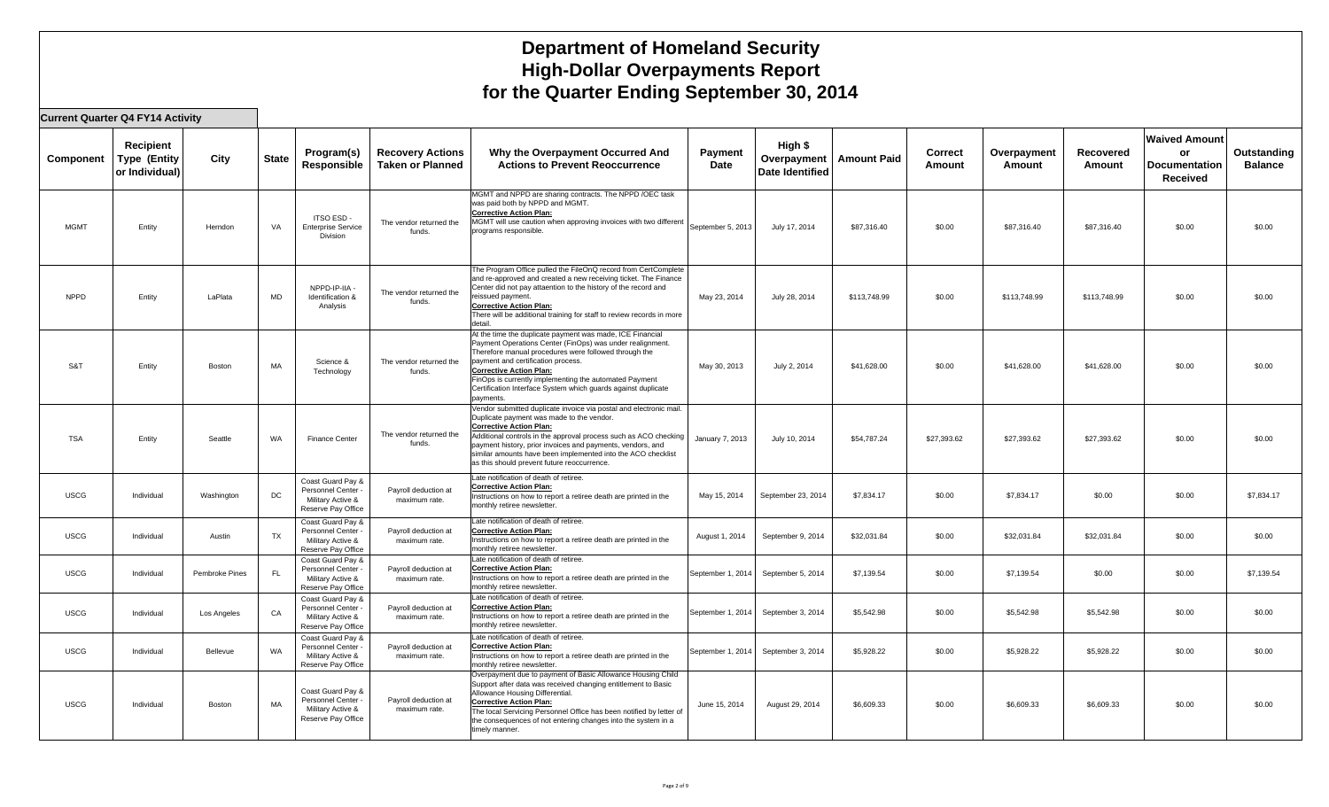# Department of Homeland Security
# High-Dollar Overpayments Report
# for the Quarter Ending September 30, 2014

**Current Quarter Q4 FY14 Activity**

| Component | Recipient Type (Entity or Individual) | City | State | Program(s) Responsible | Recovery Actions Taken or Planned | Why the Overpayment Occurred And Actions to Prevent Reoccurrence | Payment Date | High $ Overpayment Date Identified | Amount Paid | Correct Amount | Overpayment Amount | Recovered Amount | Waived Amount or Documentation Received | Outstanding Balance |
|---|---|---|---|---|---|---|---|---|---|---|---|---|---|---|
| MGMT | Entity | Herndon | VA | ITSO ESD - Enterprise Service Division | The vendor returned the funds. | MGMT and NPPD are sharing contracts. The NPPD /OEC task was paid both by NPPD and MGMT. **Corrective Action Plan:** MGMT will use caution when approving invoices with two different programs responsible. | September 5, 2013 | July 17, 2014 | $87,316.40 | $0.00 | $87,316.40 | $87,316.40 | $0.00 | $0.00 |
| NPPD | Entity | LaPlata | MD | NPPD-IP-IIA - Identification & Analysis | The vendor returned the funds. | The Program Office pulled the FileOnQ record from CertComplete and re-approved and created a new receiving ticket. The Finance Center did not pay attaention to the history of the record and reissued payment. **Corrective Action Plan:** There will be additional training for staff to review records in more detail. | May 23, 2014 | July 28, 2014 | $113,748.99 | $0.00 | $113,748.99 | $113,748.99 | $0.00 | $0.00 |
| S&T | Entity | Boston | MA | Science & Technology | The vendor returned the funds. | At the time the duplicate payment was made, ICE Financial Payment Operations Center (FinOps) was under realignment. Therefore manual procedures were followed through the payment and certification process. **Corrective Action Plan:** FinOps is currently implementing the automated Payment Certification Interface System which guards against duplicate payments. | May 30, 2013 | July 2, 2014 | $41,628.00 | $0.00 | $41,628.00 | $41,628.00 | $0.00 | $0.00 |
| TSA | Entity | Seattle | WA | Finance Center | The vendor returned the funds. | Vendor submitted duplicate invoice via postal and electronic mail. Duplicate payment was made to the vendor. **Corrective Action Plan:** Additional controls in the approval process such as ACO checking payment history, prior invoices and payments, vendors, and similar amounts have been implemented into the ACO checklist as this should prevent future reoccurrence. | January 7, 2013 | July 10, 2014 | $54,787.24 | $27,393.62 | $27,393.62 | $27,393.62 | $0.00 | $0.00 |
| USCG | Individual | Washington | DC | Coast Guard Pay & Personnel Center - Military Active & Reserve Pay Office | Payroll deduction at maximum rate. | Late notification of death of retiree. **Corrective Action Plan:** Instructions on how to report a retiree death are printed in the monthly retiree newsletter. | May 15, 2014 | September 23, 2014 | $7,834.17 | $0.00 | $7,834.17 | $0.00 | $0.00 | $7,834.17 |
| USCG | Individual | Austin | TX | Coast Guard Pay & Personnel Center - Military Active & Reserve Pay Office | Payroll deduction at maximum rate. | Late notification of death of retiree. **Corrective Action Plan:** Instructions on how to report a retiree death are printed in the monthly retiree newsletter. | August 1, 2014 | September 9, 2014 | $32,031.84 | $0.00 | $32,031.84 | $32,031.84 | $0.00 | $0.00 |
| USCG | Individual | Pembroke Pines | FL | Coast Guard Pay & Personnel Center - Military Active & Reserve Pay Office | Payroll deduction at maximum rate. | Late notification of death of retiree. **Corrective Action Plan:** Instructions on how to report a retiree death are printed in the monthly retiree newsletter. | September 1, 2014 | September 5, 2014 | $7,139.54 | $0.00 | $7,139.54 | $0.00 | $0.00 | $7,139.54 |
| USCG | Individual | Los Angeles | CA | Coast Guard Pay & Personnel Center - Military Active & Reserve Pay Office | Payroll deduction at maximum rate. | Late notification of death of retiree. **Corrective Action Plan:** Instructions on how to report a retiree death are printed in the monthly retiree newsletter. | September 1, 2014 | September 3, 2014 | $5,542.98 | $0.00 | $5,542.98 | $5,542.98 | $0.00 | $0.00 |
| USCG | Individual | Bellevue | WA | Coast Guard Pay & Personnel Center - Military Active & Reserve Pay Office | Payroll deduction at maximum rate. | Late notification of death of retiree. **Corrective Action Plan:** Instructions on how to report a retiree death are printed in the monthly retiree newsletter. | September 1, 2014 | September 3, 2014 | $5,928.22 | $0.00 | $5,928.22 | $5,928.22 | $0.00 | $0.00 |
| USCG | Individual | Boston | MA | Coast Guard Pay & Personnel Center - Military Active & Reserve Pay Office | Payroll deduction at maximum rate. | Overpayment due to payment of Basic Allowance Housing Child Support after data was received changing entitlement to Basic Allowance Housing Differential. **Corrective Action Plan:** The local Servicing Personnel Office has been notified by letter of the consequences of not entering changes into the system in a timely manner. | June 15, 2014 | August 29, 2014 | $6,609.33 | $0.00 | $6,609.33 | $6,609.33 | $0.00 | $0.00 |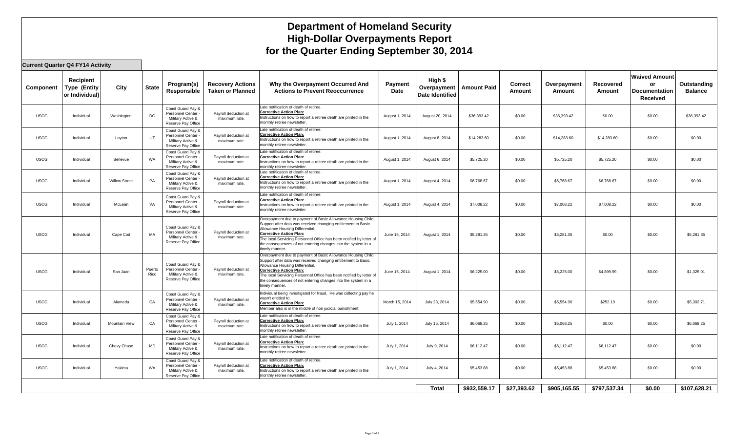# Department of Homeland Security
# High-Dollar Overpayments Report
# for the Quarter Ending September 30, 2014

**Current Quarter Q4 FY14 Activity**

| Component | Recipient Type (Entity or Individual) | City | State | Program(s) Responsible | Recovery Actions Taken or Planned | Why the Overpayment Occurred And Actions to Prevent Reoccurrence | Payment Date | High $ Overpayment Date Identified | Amount Paid | Correct Amount | Overpayment Amount | Recovered Amount | Waived Amount or Documentation Received | Outstanding Balance |
|---|---|---|---|---|---|---|---|---|---|---|---|---|---|---|
| USCG | Individual | Washington | DC | Coast Guard Pay & Personnel Center - Military Active & Reserve Pay Office | Payroll deduction at maximum rate. | Late notification of death of retiree. **Corrective Action Plan:** Instructions on how to report a retiree death are printed in the monthly retiree newsletter. | August 1, 2014 | August 20, 2014 | $36,393.42 | $0.00 | $36,393.42 | $0.00 | $0.00 | $36,393.42 |
| USCG | Individual | Layton | UT | Coast Guard Pay & Personnel Center - Military Active & Reserve Pay Office | Payroll deduction at maximum rate. | Late notification of death of retiree. **Corrective Action Plan:** Instructions on how to report a retiree death are printed in the monthly retiree newsletter. | August 1, 2014 | August 8, 2014 | $14,283.60 | $0.00 | $14,283.60 | $14,283.60 | $0.00 | $0.00 |
| USCG | Individual | Bellevue | WA | Coast Guard Pay & Personnel Center - Military Active & Reserve Pay Office | Payroll deduction at maximum rate. | Late notification of death of retiree. **Corrective Action Plan:** Instructions on how to report a retiree death are printed in the monthly retiree newsletter. | August 1, 2014 | August 6, 2014 | $5,725.20 | $0.00 | $5,725.20 | $5,725.20 | $0.00 | $0.00 |
| USCG | Individual | Willow Street | PA | Coast Guard Pay & Personnel Center - Military Active & Reserve Pay Office | Payroll deduction at maximum rate. | Late notification of death of retiree. **Corrective Action Plan:** Instructions on how to report a retiree death are printed in the monthly retiree newsletter. | August 1, 2014 | August 4, 2014 | $6,768.67 | $0.00 | $6,768.67 | $6,768.67 | $0.00 | $0.00 |
| USCG | Individual | McLean | VA | Coast Guard Pay & Personnel Center - Military Active & Reserve Pay Office | Payroll deduction at maximum rate. | Late notification of death of retiree. **Corrective Action Plan:** Instructions on how to report a retiree death are printed in the monthly retiree newsletter. | August 1, 2014 | August 4, 2014 | $7,008.22 | $0.00 | $7,008.22 | $7,008.22 | $0.00 | $0.00 |
| USCG | Individual | Cape Cod | MA | Coast Guard Pay & Personnel Center - Military Active & Reserve Pay Office | Payroll deduction at maximum rate. | Overpayment due to payment of Basic Allowance Housing Child Support after data was received changing entitlement to Basic Allowance Housing Differential. **Corrective Action Plan:** The local Servicing Personnel Office has been notified by letter of the consequences of not entering changes into the system in a timely manner. | June 15, 2014 | August 1, 2014 | $5,281.35 | $0.00 | $5,281.35 | $0.00 | $0.00 | $5,281.35 |
| USCG | Individual | San Juan | Puerto Rico | Coast Guard Pay & Personnel Center - Military Active & Reserve Pay Office | Payroll deduction at maximum rate. | Overpayment due to payment of Basic Allowance Housing Child Support after data was received changing entitlement to Basic Allowance Housing Differential. **Corrective Action Plan:** The local Servicing Personnel Office has been notified by letter of the consequences of not entering changes into the system in a timely manner. | June 15, 2014 | August 1, 2014 | $6,225.00 | $0.00 | $6,225.00 | $4,899.99 | $0.00 | $1,325.01 |
| USCG | Individual | Alameda | CA | Coast Guard Pay & Personnel Center - Military Active & Reserve Pay Office | Payroll deduction at maximum rate. | Individual being investigated for fraud. He was collecting pay he wasn't entitled to. **Corrective Action Plan:** Member also is in the middle of non judicial punishment. | March 15, 2014 | July 23, 2014 | $5,554.90 | $0.00 | $5,554.90 | $252.19 | $0.00 | $5,302.71 |
| USCG | Individual | Mountain View | CA | Coast Guard Pay & Personnel Center - Military Active & Reserve Pay Office | Payroll deduction at maximum rate. | Late notification of death of retiree. **Corrective Action Plan:** Instructions on how to report a retiree death are printed in the monthly retiree newsletter. | July 1, 2014 | July 15, 2014 | $6,068.25 | $0.00 | $6,068.25 | $0.00 | $0.00 | $6,068.25 |
| USCG | Individual | Chevy Chase | MD | Coast Guard Pay & Personnel Center - Military Active & Reserve Pay Office | Payroll deduction at maximum rate. | Late notification of death of retiree. **Corrective Action Plan:** Instructions on how to report a retiree death are printed in the monthly retiree newsletter. | July 1, 2014 | July 9, 2014 | $6,112.47 | $0.00 | $6,112.47 | $6,112.47 | $0.00 | $0.00 |
| USCG | Individual | Yakima | WA | Coast Guard Pay & Personnel Center - Military Active & Reserve Pay Office | Payroll deduction at maximum rate. | Late notification of death of retiree. **Corrective Action Plan:** Instructions on how to report a retiree death are printed in the monthly retiree newsletter. | July 1, 2014 | July 4, 2014 | $5,453.88 | $0.00 | $5,453.88 | $5,453.88 | $0.00 | $0.00 |
| | | | | | | | | **Total** | **$932,559.17** | **$27,393.62** | **$905,165.55** | **$797,537.34** | **$0.00** | **$107,628.21** |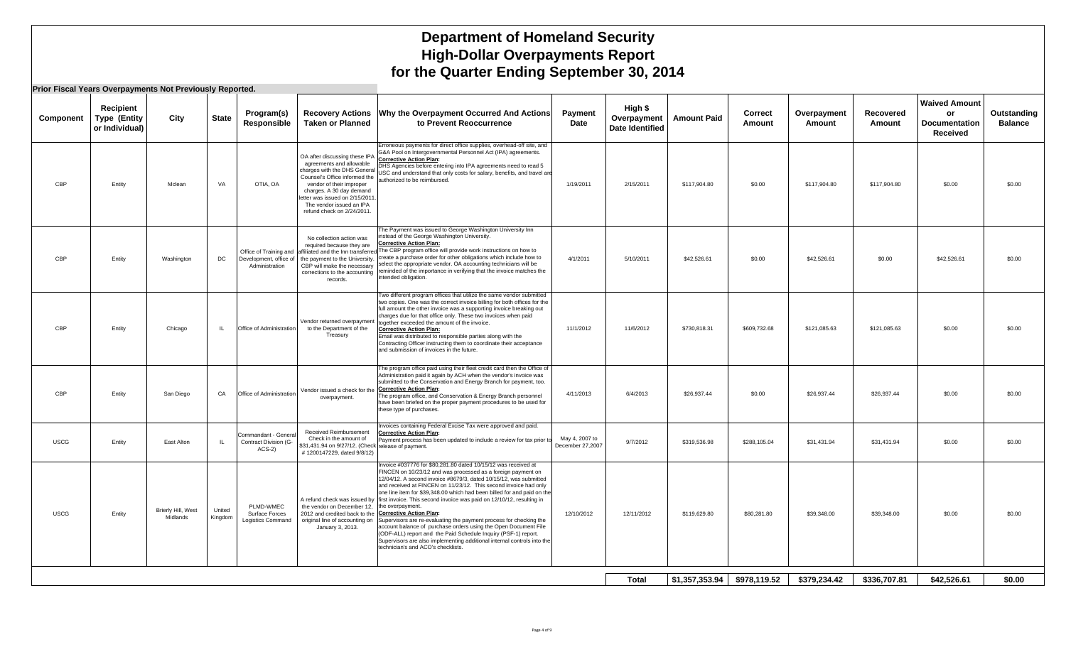# Department of Homeland Security
# High-Dollar Overpayments Report
# for the Quarter Ending September 30, 2014

**Prior Fiscal Years Overpayments Not Previously Reported.**

| Component | Recipient Type (Entity or Individual) | City | State | Program(s) Responsible | Recovery Actions Taken or Planned | Why the Overpayment Occurred And Actions to Prevent Reoccurrence | Payment Date | High $ Overpayment Date Identified | Amount Paid | Correct Amount | Overpayment Amount | Recovered Amount | Waived Amount or Documentation Received | Outstanding Balance |
|---|---|---|---|---|---|---|---|---|---|---|---|---|---|---|
| CBP | Entity | Mclean | VA | OTIA, OA | OA after discussing these IPA agreements and allowable charges with the DHS General Counsel's Office informed the vendor of their improper charges. A 30 day demand letter was issued on 2/15/2011. The vendor issued an IPA refund check on 2/24/2011. | Erroneous payments for direct office supplies, overhead-off site, and G&A Pool on Intergovernmental Personnel Act (IPA) agreements. **Corrective Action Plan:** DHS Agencies before entering into IPA agreements need to read 5 USC and understand that only costs for salary, benefits, and travel are authorized to be reimbursed. | 1/19/2011 | 2/15/2011 | $117,904.80 | $0.00 | $117,904.80 | $117,904.80 | $0.00 | $0.00 |
| CBP | Entity | Washington | DC | Office of Training and Development, office of Administration | No collection action was required because they are affiliated and the Inn transferred the payment to the University. CBP will make the necessary corrections to the accounting records. | The Payment was issued to George Washington University Inn instead of the George Washington University. **Corrective Action Plan:** The CBP program office will provide work instructions on how to create a purchase order for other obligations which include how to select the appropriate vendor. OA accounting technicians will be reminded of the importance in verifying that the invoice matches the intended obligation. | 4/1/2011 | 5/10/2011 | $42,526.61 | $0.00 | $42,526.61 | $0.00 | $42,526.61 | $0.00 |
| CBP | Entity | Chicago | IL | Office of Administration | Vendor returned overpayment to the Department of the Treasury | Two different program offices that utilize the same vendor submitted two copies. One was the correct invoice billing for both offices for the full amount the other invoice was a supporting invoice breaking out charges due for that office only. These two invoices when paid together exceeded the amount of the invoice. **Corrective Action Plan:** Email was distributed to responsible parties along with the Contracting Officer instructing them to coordinate their acceptance and submission of invoices in the future. | 11/1/2012 | 11/6/2012 | $730,818.31 | $609,732.68 | $121,085.63 | $121,085.63 | $0.00 | $0.00 |
| CBP | Entity | San Diego | CA | Office of Administration | Vendor issued a check for the overpayment. | The program office paid using their fleet credit card then the Office of Administration paid it again by ACH when the vendor's invoice was submitted to the Conservation and Energy Branch for payment, too. **Corrective Action Plan:** The program office, and Conservation & Energy Branch personnel have been briefed on the proper payment procedures to be used for these type of purchases. | 4/11/2013 | 6/4/2013 | $26,937.44 | $0.00 | $26,937.44 | $26,937.44 | $0.00 | $0.00 |
| USCG | Entity | East Alton | IL | Commandant - General Contract Division (G-ACS-2) | Received Reimbursement Check in the amount of $31,431.94 on 9/27/12. (Check # 1200147229, dated 9/8/12) | Invoices containing Federal Excise Tax were approved and paid. **Corrective Action Plan:** Payment process has been updated to include a review for tax prior to release of payment. | May 4, 2007 to December 27,2007 | 9/7/2012 | $319,536.98 | $288,105.04 | $31,431.94 | $31,431.94 | $0.00 | $0.00 |
| USCG | Entity | Brierly Hill, West Midlands | United Kingdom | PLMD-WMEC Surface Forces Logistics Command | A refund check was issued by the vendor on December 12, 2012 and credited back to the original line of accounting on January 3, 2013. | Invoice #037776 for $80,281.80 dated 10/15/12 was received at FINCEN on 10/23/12 and was processed as a foreign payment on 12/04/12. A second invoice #8679/3, dated 10/15/12, was submitted and received at FINCEN on 11/23/12. This second invoice had only one line item for $39,348.00 which had been billed for and paid on the first invoice. This second invoice was paid on 12/10/12, resulting in the overpayment. **Corrective Action Plan:** Supervisors are re-evaluating the payment process for checking the account balance of purchase orders using the Open Document File (ODF-ALL) report and the Paid Schedule Inquiry (PSF-1) report. Supervisors are also implementing additional internal controls into the technician's and ACO's checklists. | 12/10/2012 | 12/11/2012 | $119,629.80 | $80,281.80 | $39,348.00 | $39,348.00 | $0.00 | $0.00 |
| | | | | | | | | **Total** | **$1,357,353.94** | **$978,119.52** | **$379,234.42** | **$336,707.81** | **$42,526.61** | **$0.00** |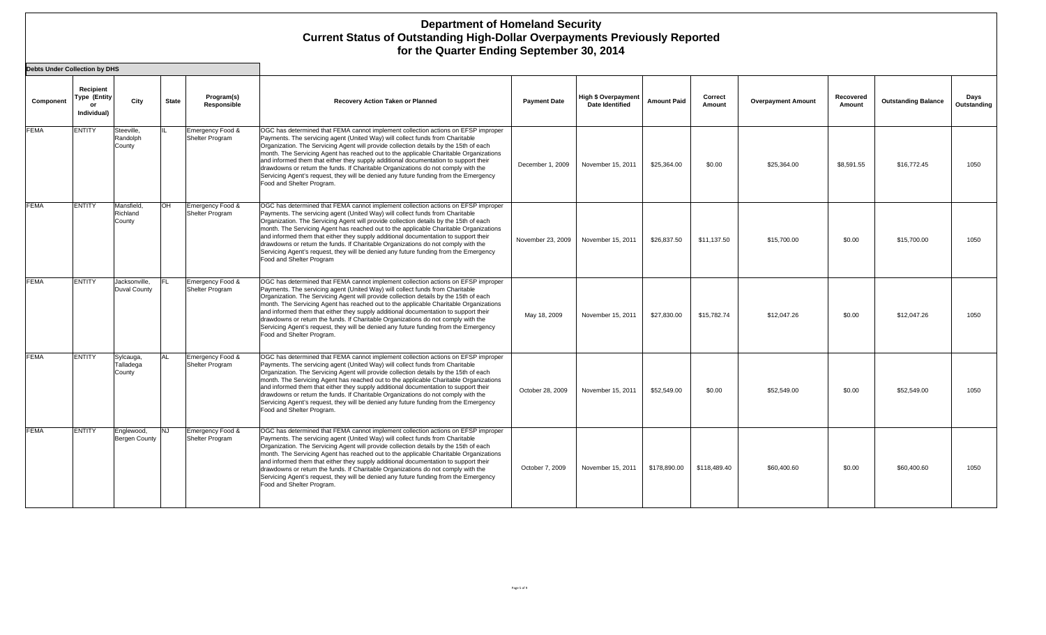# Department of Homeland Security
# Current Status of Outstanding High-Dollar Overpayments Previously Reported
# for the Quarter Ending September 30, 2014

**Debts Under Collection by DHS**

| Component | Recipient Type (Entity or Individual) | City | State | Program(s) Responsible | Recovery Action Taken or Planned | Payment Date | High $ Overpayment Date Identified | Amount Paid | Correct Amount | Overpayment Amount | Recovered Amount | Outstanding Balance | Days Outstanding |
|---|---|---|---|---|---|---|---|---|---|---|---|---|---|
| FEMA | ENTITY | Steeville, Randolph County | IL | Emergency Food & Shelter Program | OGC has determined that FEMA cannot implement collection actions on EFSP improper Payments. The servicing agent (United Way) will collect funds from Charitable Organization. The Servicing Agent will provide collection details by the 15th of each month. The Servicing Agent has reached out to the applicable Charitable Organizations and informed them that either they supply additional documentation to support their drawdowns or return the funds. If Charitable Organizations do not comply with the Servicing Agent's request, they will be denied any future funding from the Emergency Food and Shelter Program. | December 1, 2009 | November 15, 2011 | $25,364.00 | $0.00 | $25,364.00 | $8,591.55 | $16,772.45 | 1050 |
| FEMA | ENTITY | Mansfield, Richland County | OH | Emergency Food & Shelter Program | OGC has determined that FEMA cannot implement collection actions on EFSP improper Payments. The servicing agent (United Way) will collect funds from Charitable Organization. The Servicing Agent will provide collection details by the 15th of each month. The Servicing Agent has reached out to the applicable Charitable Organizations and informed them that either they supply additional documentation to support their drawdowns or return the funds. If Charitable Organizations do not comply with the Servicing Agent's request, they will be denied any future funding from the Emergency Food and Shelter Program | November 23, 2009 | November 15, 2011 | $26,837.50 | $11,137.50 | $15,700.00 | $0.00 | $15,700.00 | 1050 |
| FEMA | ENTITY | Jacksonville, Duval County | FL | Emergency Food & Shelter Program | OGC has determined that FEMA cannot implement collection actions on EFSP improper Payments. The servicing agent (United Way) will collect funds from Charitable Organization. The Servicing Agent will provide collection details by the 15th of each month. The Servicing Agent has reached out to the applicable Charitable Organizations and informed them that either they supply additional documentation to support their drawdowns or return the funds. If Charitable Organizations do not comply with the Servicing Agent's request, they will be denied any future funding from the Emergency Food and Shelter Program. | May 18, 2009 | November 15, 2011 | $27,830.00 | $15,782.74 | $12,047.26 | $0.00 | $12,047.26 | 1050 |
| FEMA | ENTITY | Sylcauga, Talladega County | AL | Emergency Food & Shelter Program | OGC has determined that FEMA cannot implement collection actions on EFSP improper Payments. The servicing agent (United Way) will collect funds from Charitable Organization. The Servicing Agent will provide collection details by the 15th of each month. The Servicing Agent has reached out to the applicable Charitable Organizations and informed them that either they supply additional documentation to support their drawdowns or return the funds. If Charitable Organizations do not comply with the Servicing Agent's request, they will be denied any future funding from the Emergency Food and Shelter Program. | October 28, 2009 | November 15, 2011 | $52,549.00 | $0.00 | $52,549.00 | $0.00 | $52,549.00 | 1050 |
| FEMA | ENTITY | Englewood, Bergen County | NJ | Emergency Food & Shelter Program | OGC has determined that FEMA cannot implement collection actions on EFSP improper Payments. The servicing agent (United Way) will collect funds from Charitable Organization. The Servicing Agent will provide collection details by the 15th of each month. The Servicing Agent has reached out to the applicable Charitable Organizations and informed them that either they supply additional documentation to support their drawdowns or return the funds. If Charitable Organizations do not comply with the Servicing Agent's request, they will be denied any future funding from the Emergency Food and Shelter Program. | October 7, 2009 | November 15, 2011 | $178,890.00 | $118,489.40 | $60,400.60 | $0.00 | $60,400.60 | 1050 |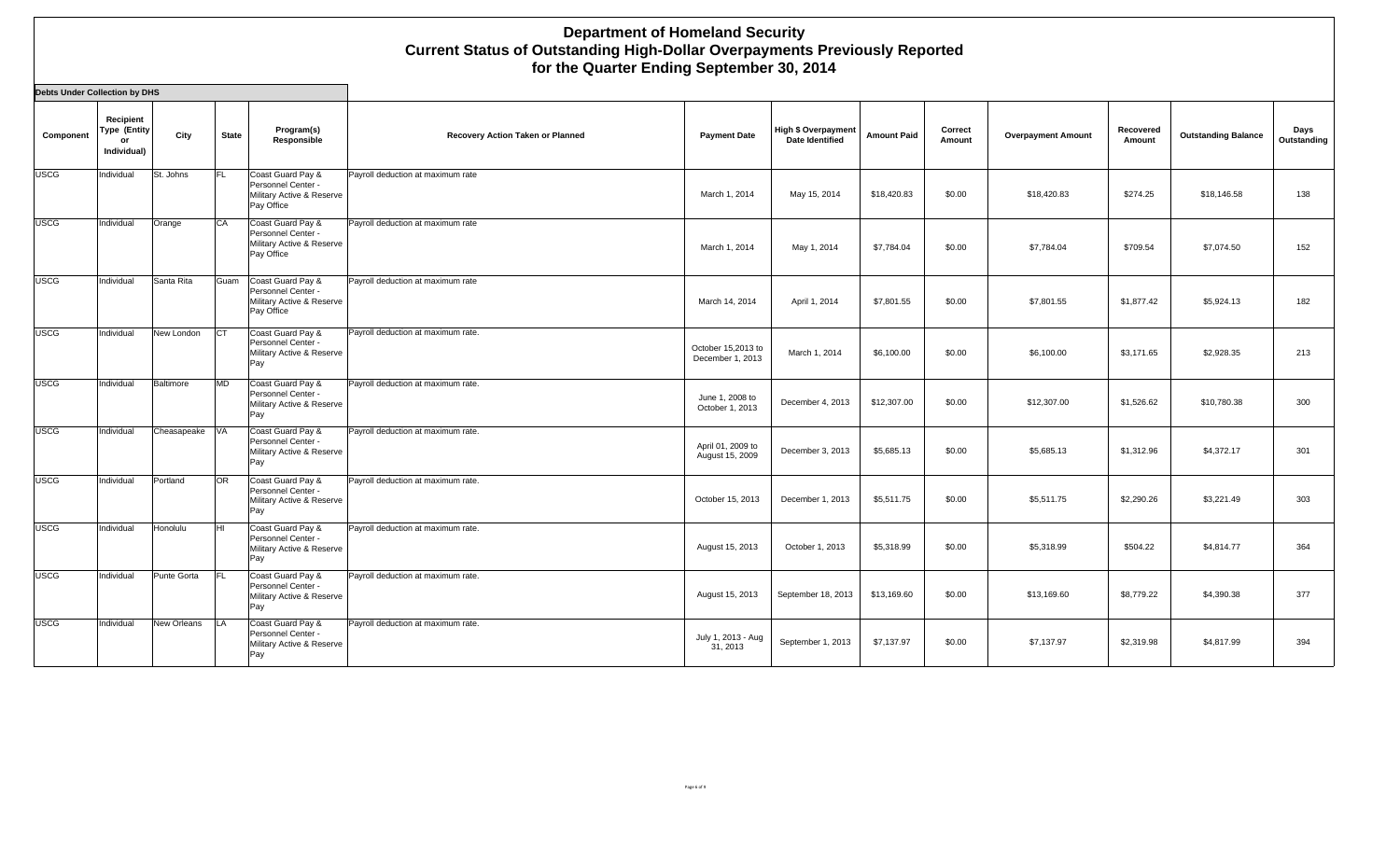# Department of Homeland Security
# Current Status of Outstanding High-Dollar Overpayments Previously Reported
# for the Quarter Ending September 30, 2014

**Debts Under Collection by DHS**

| Component | Recipient Type (Entity or Individual) | City | State | Program(s) Responsible | Recovery Action Taken or Planned | Payment Date | High $ Overpayment Date Identified | Amount Paid | Correct Amount | Overpayment Amount | Recovered Amount | Outstanding Balance | Days Outstanding |
|---|---|---|---|---|---|---|---|---|---|---|---|---|---|
| USCG | Individual | St. Johns | FL | Coast Guard Pay & Personnel Center - Military Active & Reserve Pay Office | Payroll deduction at maximum rate | March 1, 2014 | May 15, 2014 | $18,420.83 | $0.00 | $18,420.83 | $274.25 | $18,146.58 | 138 |
| USCG | Individual | Orange | CA | Coast Guard Pay & Personnel Center - Military Active & Reserve Pay Office | Payroll deduction at maximum rate | March 1, 2014 | May 1, 2014 | $7,784.04 | $0.00 | $7,784.04 | $709.54 | $7,074.50 | 152 |
| USCG | Individual | Santa Rita | Guam | Coast Guard Pay & Personnel Center - Military Active & Reserve Pay Office | Payroll deduction at maximum rate | March 14, 2014 | April 1, 2014 | $7,801.55 | $0.00 | $7,801.55 | $1,877.42 | $5,924.13 | 182 |
| USCG | Individual | New London | CT | Coast Guard Pay & Personnel Center - Military Active & Reserve Pay | Payroll deduction at maximum rate. | October 15,2013 to December 1, 2013 | March 1, 2014 | $6,100.00 | $0.00 | $6,100.00 | $3,171.65 | $2,928.35 | 213 |
| USCG | Individual | Baltimore | MD | Coast Guard Pay & Personnel Center - Military Active & Reserve Pay | Payroll deduction at maximum rate. | June 1, 2008 to October 1, 2013 | December 4, 2013 | $12,307.00 | $0.00 | $12,307.00 | $1,526.62 | $10,780.38 | 300 |
| USCG | Individual | Cheasapeake | VA | Coast Guard Pay & Personnel Center - Military Active & Reserve Pay | Payroll deduction at maximum rate. | April 01, 2009 to August 15, 2009 | December 3, 2013 | $5,685.13 | $0.00 | $5,685.13 | $1,312.96 | $4,372.17 | 301 |
| USCG | Individual | Portland | OR | Coast Guard Pay & Personnel Center - Military Active & Reserve Pay | Payroll deduction at maximum rate. | October 15, 2013 | December 1, 2013 | $5,511.75 | $0.00 | $5,511.75 | $2,290.26 | $3,221.49 | 303 |
| USCG | Individual | Honolulu | HI | Coast Guard Pay & Personnel Center - Military Active & Reserve Pay | Payroll deduction at maximum rate. | August 15, 2013 | October 1, 2013 | $5,318.99 | $0.00 | $5,318.99 | $504.22 | $4,814.77 | 364 |
| USCG | Individual | Punte Gorta | FL | Coast Guard Pay & Personnel Center - Military Active & Reserve Pay | Payroll deduction at maximum rate. | August 15, 2013 | September 18, 2013 | $13,169.60 | $0.00 | $13,169.60 | $8,779.22 | $4,390.38 | 377 |
| USCG | Individual | New Orleans | LA | Coast Guard Pay & Personnel Center - Military Active & Reserve Pay | Payroll deduction at maximum rate. | July 1, 2013 - Aug 31, 2013 | September 1, 2013 | $7,137.97 | $0.00 | $7,137.97 | $2,319.98 | $4,817.99 | 394 |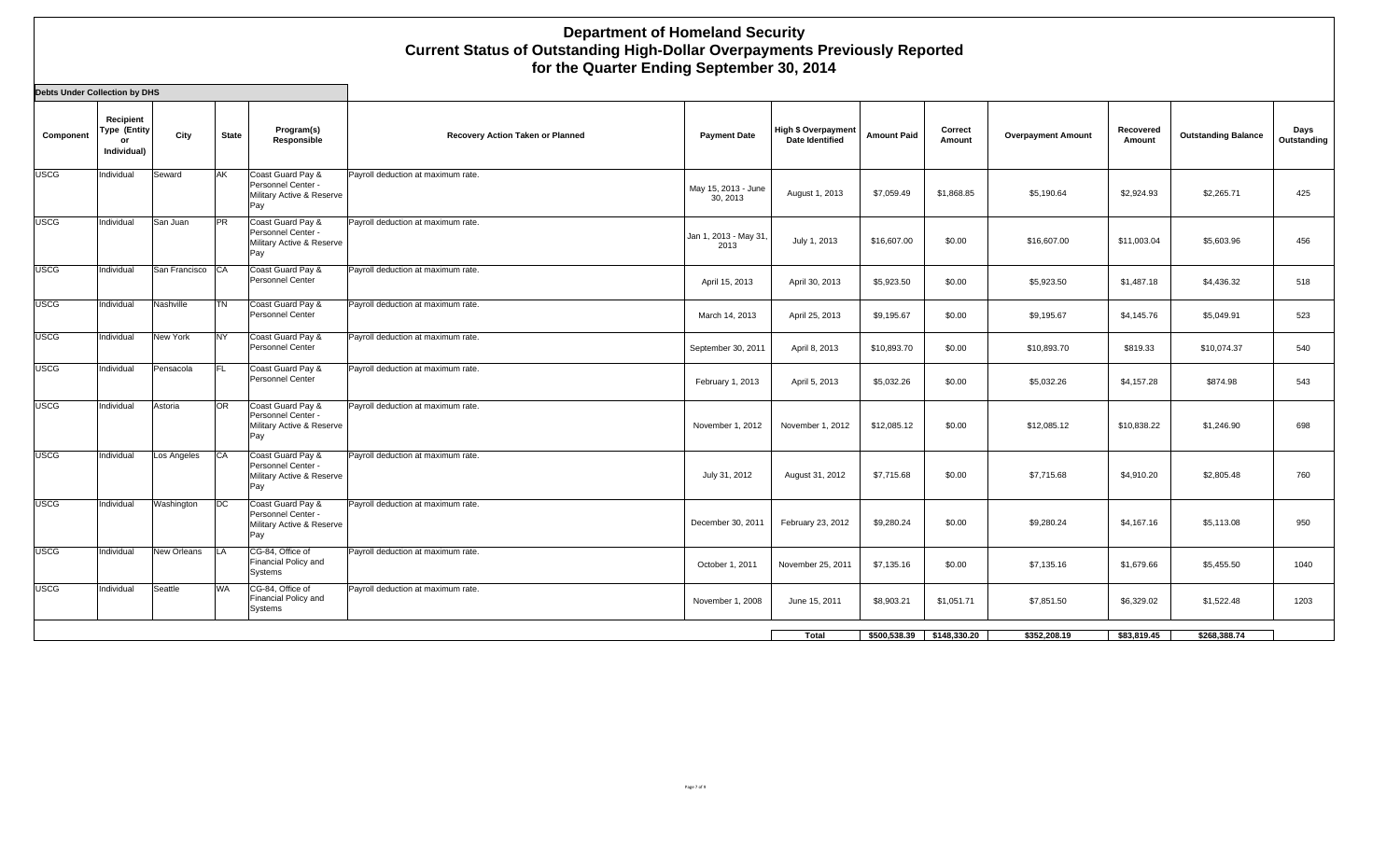# Department of Homeland Security
## Current Status of Outstanding High-Dollar Overpayments Previously Reported
## for the Quarter Ending September 30, 2014

**Debts Under Collection by DHS**

| Component | Recipient Type (Entity or Individual) | City | State | Program(s) Responsible | Recovery Action Taken or Planned | Payment Date | High $ Overpayment Date Identified | Amount Paid | Correct Amount | Overpayment Amount | Recovered Amount | Outstanding Balance | Days Outstanding |
|---|---|---|---|---|---|---|---|---|---|---|---|---|---|
| USCG | Individual | Seward | AK | Coast Guard Pay & Personnel Center - Military Active & Reserve Pay | Payroll deduction at maximum rate. | May 15, 2013 - June 30, 2013 | August 1, 2013 | $7,059.49 | $1,868.85 | $5,190.64 | $2,924.93 | $2,265.71 | 425 |
| USCG | Individual | San Juan | PR | Coast Guard Pay & Personnel Center - Military Active & Reserve Pay | Payroll deduction at maximum rate. | Jan 1, 2013 - May 31, 2013 | July 1, 2013 | $16,607.00 | $0.00 | $16,607.00 | $11,003.04 | $5,603.96 | 456 |
| USCG | Individual | San Francisco | CA | Coast Guard Pay & Personnel Center | Payroll deduction at maximum rate. | April 15, 2013 | April 30, 2013 | $5,923.50 | $0.00 | $5,923.50 | $1,487.18 | $4,436.32 | 518 |
| USCG | Individual | Nashville | TN | Coast Guard Pay & Personnel Center | Payroll deduction at maximum rate. | March 14, 2013 | April 25, 2013 | $9,195.67 | $0.00 | $9,195.67 | $4,145.76 | $5,049.91 | 523 |
| USCG | Individual | New York | NY | Coast Guard Pay & Personnel Center | Payroll deduction at maximum rate. | September 30, 2011 | April 8, 2013 | $10,893.70 | $0.00 | $10,893.70 | $819.33 | $10,074.37 | 540 |
| USCG | Individual | Pensacola | FL | Coast Guard Pay & Personnel Center | Payroll deduction at maximum rate. | February 1, 2013 | April 5, 2013 | $5,032.26 | $0.00 | $5,032.26 | $4,157.28 | $874.98 | 543 |
| USCG | Individual | Astoria | OR | Coast Guard Pay & Personnel Center - Military Active & Reserve Pay | Payroll deduction at maximum rate. | November 1, 2012 | November 1, 2012 | $12,085.12 | $0.00 | $12,085.12 | $10,838.22 | $1,246.90 | 698 |
| USCG | Individual | Los Angeles | CA | Coast Guard Pay & Personnel Center - Military Active & Reserve Pay | Payroll deduction at maximum rate. | July 31, 2012 | August 31, 2012 | $7,715.68 | $0.00 | $7,715.68 | $4,910.20 | $2,805.48 | 760 |
| USCG | Individual | Washington | DC | Coast Guard Pay & Personnel Center - Military Active & Reserve Pay | Payroll deduction at maximum rate. | December 30, 2011 | February 23, 2012 | $9,280.24 | $0.00 | $9,280.24 | $4,167.16 | $5,113.08 | 950 |
| USCG | Individual | New Orleans | LA | CG-84, Office of Financial Policy and Systems | Payroll deduction at maximum rate. | October 1, 2011 | November 25, 2011 | $7,135.16 | $0.00 | $7,135.16 | $1,679.66 | $5,455.50 | 1040 |
| USCG | Individual | Seattle | WA | CG-84, Office of Financial Policy and Systems | Payroll deduction at maximum rate. | November 1, 2008 | June 15, 2011 | $8,903.21 | $1,051.71 | $7,851.50 | $6,329.02 | $1,522.48 | 1203 |
| | | | | | | | **Total** | **$500,538.39** | **$148,330.20** | **$352,208.19** | **$83,819.45** | **$268,388.74** | |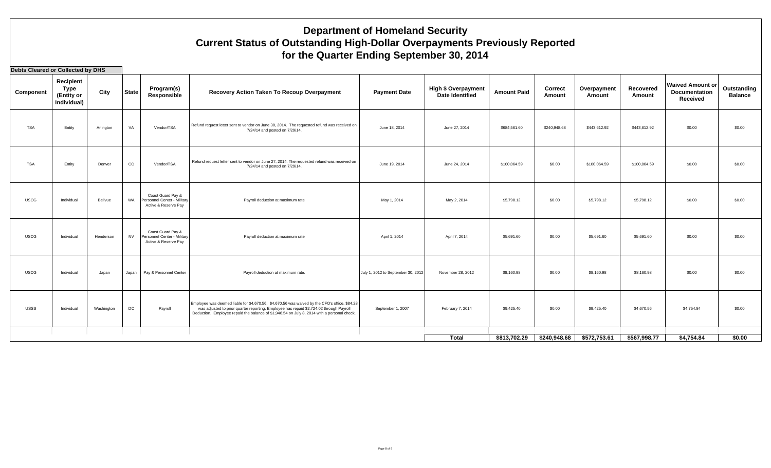# Department of Homeland Security
## Current Status of Outstanding High-Dollar Overpayments Previously Reported
## for the Quarter Ending September 30, 2014

**Debts Cleared or Collected by DHS**

| Component | Recipient Type (Entity or Individual) | City | State | Program(s) Responsible | Recovery Action Taken To Recoup Overpayment | Payment Date | High $ Overpayment Date Identified | Amount Paid | Correct Amount | Overpayment Amount | Recovered Amount | Waived Amount or Documentation Received | Outstanding Balance |
|---|---|---|---|---|---|---|---|---|---|---|---|---|---|
| TSA | Entity | Arlington | VA | Vendor/TSA | Refund request letter sent to vendor on June 30, 2014. The requested refund was received on 7/24/14 and posted on 7/29/14. | June 18, 2014 | June 27, 2014 | $684,561.60 | $240,948.68 | $443,612.92 | $443,612.92 | $0.00 | $0.00 |
| TSA | Entity | Denver | CO | Vendor/TSA | Refund request letter sent to vendor on June 27, 2014. The requested refund was received on 7/24/14 and posted on 7/29/14. | June 19, 2014 | June 24, 2014 | $100,064.59 | $0.00 | $100,064.59 | $100,064.59 | $0.00 | $0.00 |
| USCG | Individual | Bellvue | WA | Coast Guard Pay & Personnel Center - Military Active & Reserve Pay | Payroll deduction at maximum rate | May 1, 2014 | May 2, 2014 | $5,798.12 | $0.00 | $5,798.12 | $5,798.12 | $0.00 | $0.00 |
| USCG | Individual | Henderson | NV | Coast Guard Pay & Personnel Center - Military Active & Reserve Pay | Payroll deduction at maximum rate | April 1, 2014 | April 7, 2014 | $5,691.60 | $0.00 | $5,691.60 | $5,691.60 | $0.00 | $0.00 |
| USCG | Individual | Japan | Japan | Pay & Personnel Center | Payroll deduction at maximum rate. | July 1, 2012 to September 30, 2012 | November 28, 2012 | $8,160.98 | $0.00 | $8,160.98 | $8,160.98 | $0.00 | $0.00 |
| USSS | Individual | Washington | DC | Payroll | Employee was deemed liable for $4,670.56. $4,670.56 was waived by the CFO's office. $84.28 was adjusted to prior quarter reporting. Employee has repaid $2,724.02 through Payroll Deduction. Employee repaid the balance of $1,946.54 on July 8, 2014 with a personal check. | September 1, 2007 | February 7, 2014 | $9,425.40 | $0.00 | $9,425.40 | $4,670.56 | $4,754.84 | $0.00 |
| | | | | | | | **Total** | **$813,702.29** | **$240,948.68** | **$572,753.61** | **$567,998.77** | **$4,754.84** | **$0.00** |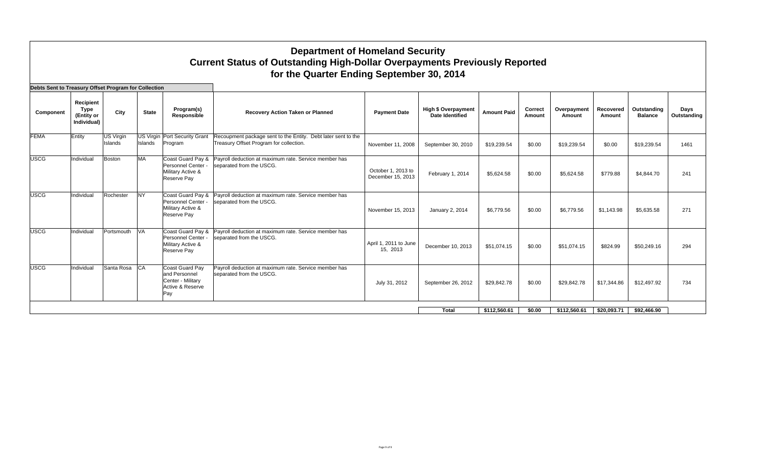# Department of Homeland Security
## Current Status of Outstanding High-Dollar Overpayments Previously Reported
## for the Quarter Ending September 30, 2014

**Debts Sent to Treasury Offset Program for Collection**

| Component | Recipient Type (Entity or Individual) | City | State | Program(s) Responsible | Recovery Action Taken or Planned | Payment Date | High $ Overpayment Date Identified | Amount Paid | Correct Amount | Overpayment Amount | Recovered Amount | Outstanding Balance | Days Outstanding |
|---|---|---|---|---|---|---|---|---|---|---|---|---|---|
| FEMA | Entity | US Virgin Islands | US Virgin Islands | Port Security Grant Program | Recoupment package sent to the Entity. Debt later sent to the Treasury Offset Program for collection. | November 11, 2008 | September 30, 2010 | $19,239.54 | $0.00 | $19,239.54 | $0.00 | $19,239.54 | 1461 |
| USCG | Individual | Boston | MA | Coast Guard Pay & Personnel Center - Military Active & Reserve Pay | Payroll deduction at maximum rate. Service member has separated from the USCG. | October 1, 2013 to December 15, 2013 | February 1, 2014 | $5,624.58 | $0.00 | $5,624.58 | $779.88 | $4,844.70 | 241 |
| USCG | Individual | Rochester | NY | Coast Guard Pay & Personnel Center - Military Active & Reserve Pay | Payroll deduction at maximum rate. Service member has separated from the USCG. | November 15, 2013 | January 2, 2014 | $6,779.56 | $0.00 | $6,779.56 | $1,143.98 | $5,635.58 | 271 |
| USCG | Individual | Portsmouth | VA | Coast Guard Pay & Personnel Center - Military Active & Reserve Pay | Payroll deduction at maximum rate. Service member has separated from the USCG. | April 1, 2011 to June 15, 2013 | December 10, 2013 | $51,074.15 | $0.00 | $51,074.15 | $824.99 | $50,249.16 | 294 |
| USCG | Individual | Santa Rosa | CA | Coast Guard Pay and Personnel Center - Military Active & Reserve Pay | Payroll deduction at maximum rate. Service member has separated from the USCG. | July 31, 2012 | September 26, 2012 | $29,842.78 | $0.00 | $29,842.78 | $17,344.86 | $12,497.92 | 734 |
| | | | | | | | **Total** | **$112,560.61** | **$0.00** | **$112,560.61** | **$20,093.71** | **$92,466.90** | |